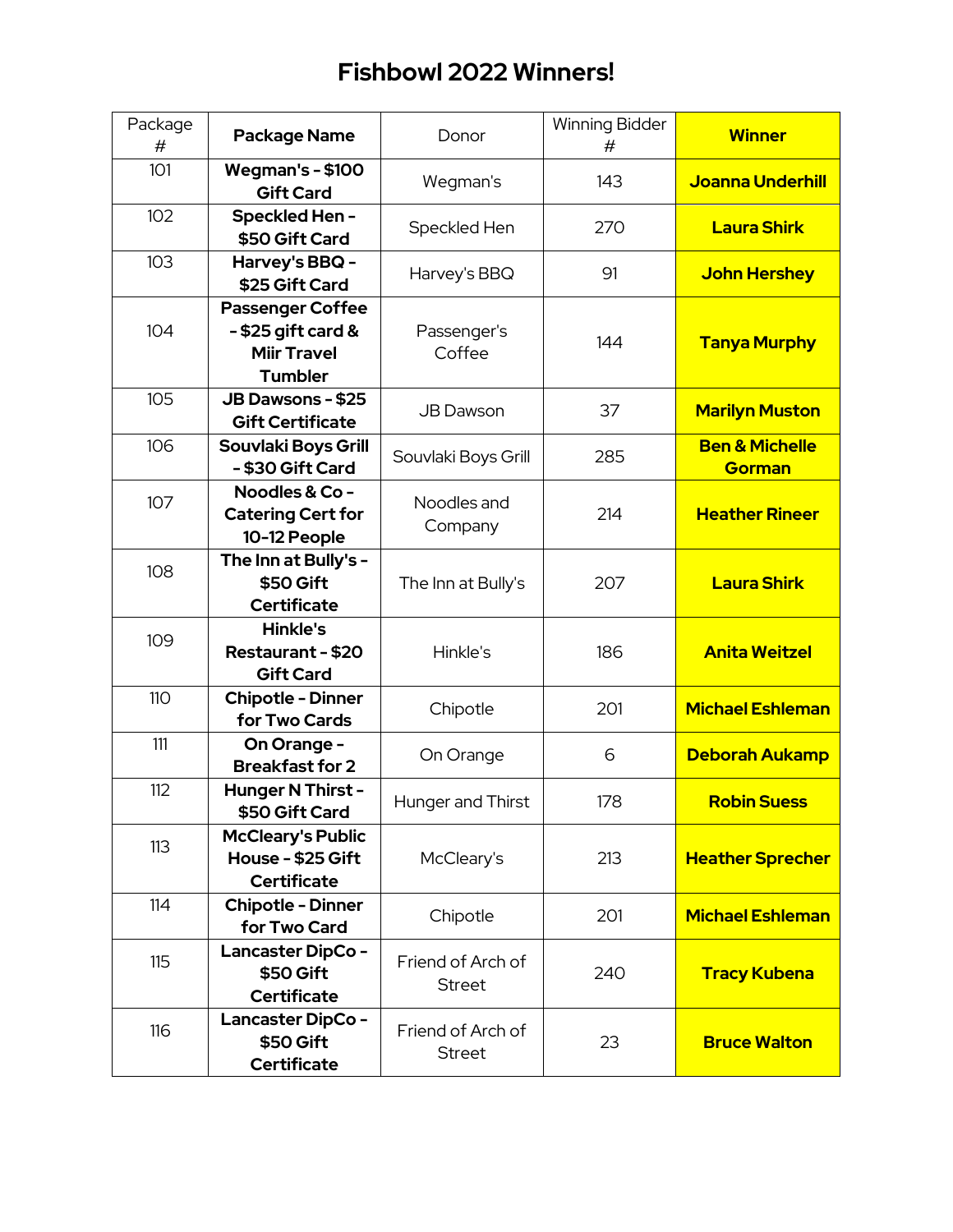# Fishbowl 2022 Winners!

| Package # | Package Name | Donor | Winning Bidder # | Winner |
|---|---|---|---|---|
| 101 | **Wegman's - $100 Gift Card** | Wegman's | 143 | **Joanna Underhill** |
| 102 | **Speckled Hen - $50 Gift Card** | Speckled Hen | 270 | **Laura Shirk** |
| 103 | **Harvey's BBQ - $25 Gift Card** | Harvey's BBQ | 91 | **John Hershey** |
| 104 | **Passenger Coffee - $25 gift card & Miir Travel Tumbler** | Passenger's Coffee | 144 | **Tanya Murphy** |
| 105 | **JB Dawsons - $25 Gift Certificate** | JB Dawson | 37 | **Marilyn Muston** |
| 106 | **Souvlaki Boys Grill - $30 Gift Card** | Souvlaki Boys Grill | 285 | **Ben & Michelle Gorman** |
| 107 | **Noodles & Co - Catering Cert for 10-12 People** | Noodles and Company | 214 | **Heather Rineer** |
| 108 | **The Inn at Bully's - $50 Gift Certificate** | The Inn at Bully's | 207 | **Laura Shirk** |
| 109 | **Hinkle's Restaurant - $20 Gift Card** | Hinkle's | 186 | **Anita Weitzel** |
| 110 | **Chipotle - Dinner for Two Cards** | Chipotle | 201 | **Michael Eshleman** |
| 111 | **On Orange - Breakfast for 2** | On Orange | 6 | **Deborah Aukamp** |
| 112 | **Hunger N Thirst - $50 Gift Card** | Hunger and Thirst | 178 | **Robin Suess** |
| 113 | **McCleary's Public House - $25 Gift Certificate** | McCleary's | 213 | **Heather Sprecher** |
| 114 | **Chipotle - Dinner for Two Card** | Chipotle | 201 | **Michael Eshleman** |
| 115 | **Lancaster DipCo - $50 Gift Certificate** | Friend of Arch of Street | 240 | **Tracy Kubena** |
| 116 | **Lancaster DipCo - $50 Gift Certificate** | Friend of Arch of Street | 23 | **Bruce Walton** |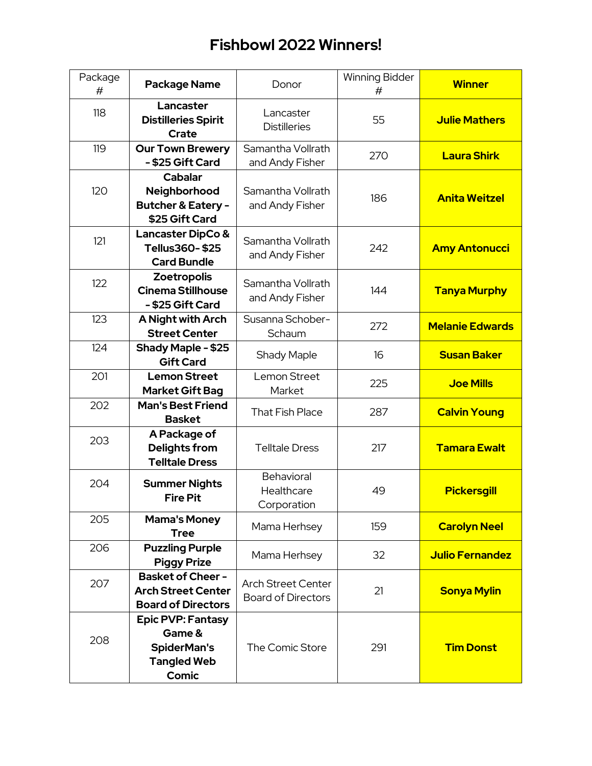# Fishbowl 2022 Winners!

| Package # | **Package Name** | Donor | Winning Bidder # | **Winner** |
|---|---|---|---|---|
| 118 | **Lancaster Distilleries Spirit Crate** | Lancaster Distilleries | 55 | **Julie Mathers** |
| 119 | **Our Town Brewery - $25 Gift Card** | Samantha Vollrath and Andy Fisher | 270 | **Laura Shirk** |
| 120 | **Cabalar Neighborhood Butcher & Eatery - $25 Gift Card** | Samantha Vollrath and Andy Fisher | 186 | **Anita Weitzel** |
| 121 | **Lancaster DipCo & Tellus360- $25 Card Bundle** | Samantha Vollrath and Andy Fisher | 242 | **Amy Antonucci** |
| 122 | **Zoetropolis Cinema Stillhouse - $25 Gift Card** | Samantha Vollrath and Andy Fisher | 144 | **Tanya Murphy** |
| 123 | **A Night with Arch Street Center** | Susanna Schober-Schaum | 272 | **Melanie Edwards** |
| 124 | **Shady Maple - $25 Gift Card** | Shady Maple | 16 | **Susan Baker** |
| 201 | **Lemon Street Market Gift Bag** | Lemon Street Market | 225 | **Joe Mills** |
| 202 | **Man's Best Friend Basket** | That Fish Place | 287 | **Calvin Young** |
| 203 | **A Package of Delights from Telltale Dress** | Telltale Dress | 217 | **Tamara Ewalt** |
| 204 | **Summer Nights Fire Pit** | Behavioral Healthcare Corporation | 49 | **Pickersgill** |
| 205 | **Mama's Money Tree** | Mama Herhsey | 159 | **Carolyn Neel** |
| 206 | **Puzzling Purple Piggy Prize** | Mama Herhsey | 32 | **Julio Fernandez** |
| 207 | **Basket of Cheer - Arch Street Center Board of Directors** | Arch Street Center Board of Directors | 21 | **Sonya Mylin** |
| 208 | **Epic PVP: Fantasy Game & SpiderMan's Tangled Web Comic** | The Comic Store | 291 | **Tim Donst** |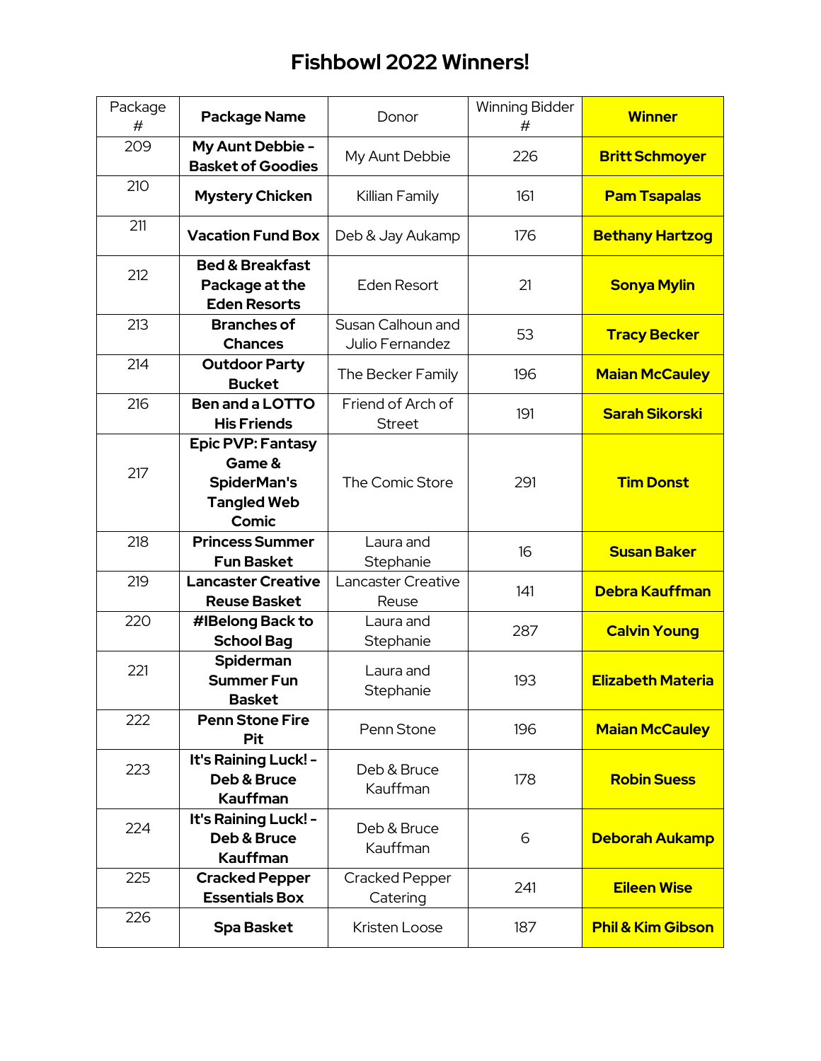# Fishbowl 2022 Winners!

| Package # | Package Name | Donor | Winning Bidder # | Winner |
|---|---|---|---|---|
| 209 | **My Aunt Debbie - Basket of Goodies** | My Aunt Debbie | 226 | **Britt Schmoyer** |
| 210 | **Mystery Chicken** | Killian Family | 161 | **Pam Tsapalas** |
| 211 | **Vacation Fund Box** | Deb & Jay Aukamp | 176 | **Bethany Hartzog** |
| 212 | **Bed & Breakfast Package at the Eden Resorts** | Eden Resort | 21 | **Sonya Mylin** |
| 213 | **Branches of Chances** | Susan Calhoun and Julio Fernandez | 53 | **Tracy Becker** |
| 214 | **Outdoor Party Bucket** | The Becker Family | 196 | **Maian McCauley** |
| 216 | **Ben and a LOTTO His Friends** | Friend of Arch of Street | 191 | **Sarah Sikorski** |
| 217 | **Epic PVP: Fantasy Game & SpiderMan's Tangled Web Comic** | The Comic Store | 291 | **Tim Donst** |
| 218 | **Princess Summer Fun Basket** | Laura and Stephanie | 16 | **Susan Baker** |
| 219 | **Lancaster Creative Reuse Basket** | Lancaster Creative Reuse | 141 | **Debra Kauffman** |
| 220 | **#IBelong Back to School Bag** | Laura and Stephanie | 287 | **Calvin Young** |
| 221 | **Spiderman Summer Fun Basket** | Laura and Stephanie | 193 | **Elizabeth Materia** |
| 222 | **Penn Stone Fire Pit** | Penn Stone | 196 | **Maian McCauley** |
| 223 | **It's Raining Luck! - Deb & Bruce Kauffman** | Deb & Bruce Kauffman | 178 | **Robin Suess** |
| 224 | **It's Raining Luck! - Deb & Bruce Kauffman** | Deb & Bruce Kauffman | 6 | **Deborah Aukamp** |
| 225 | **Cracked Pepper Essentials Box** | Cracked Pepper Catering | 241 | **Eileen Wise** |
| 226 | **Spa Basket** | Kristen Loose | 187 | **Phil & Kim Gibson** |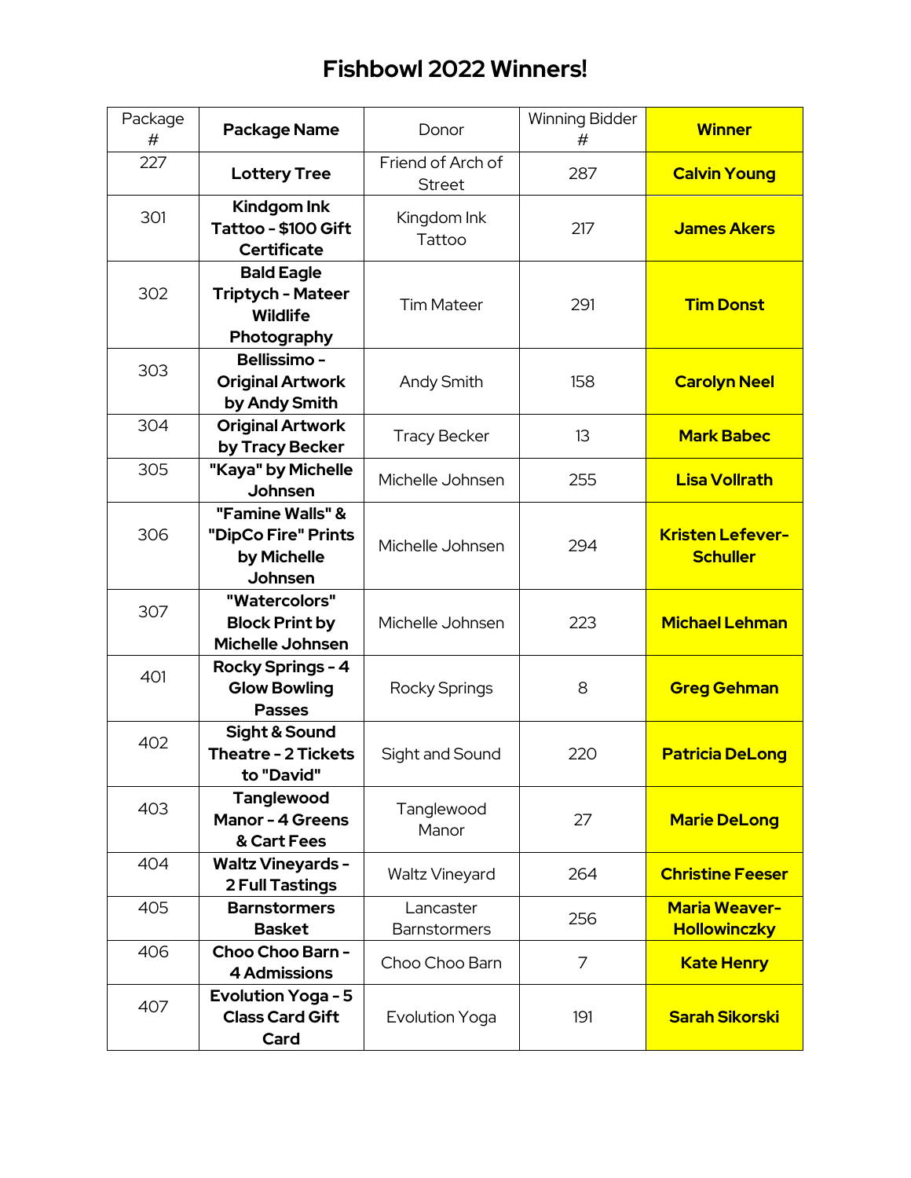# Fishbowl 2022 Winners!

| Package # | Package Name | Donor | Winning Bidder # | Winner |
|---|---|---|---|---|
| 227 | **Lottery Tree** | Friend of Arch of Street | 287 | **Calvin Young** |
| 301 | **Kindgom Ink Tattoo - $100 Gift Certificate** | Kingdom Ink Tattoo | 217 | **James Akers** |
| 302 | **Bald Eagle Triptych - Mateer Wildlife Photography** | Tim Mateer | 291 | **Tim Donst** |
| 303 | **Bellissimo - Original Artwork by Andy Smith** | Andy Smith | 158 | **Carolyn Neel** |
| 304 | **Original Artwork by Tracy Becker** | Tracy Becker | 13 | **Mark Babec** |
| 305 | **"Kaya" by Michelle Johnsen** | Michelle Johnsen | 255 | **Lisa Vollrath** |
| 306 | **"Famine Walls" & "DipCo Fire" Prints by Michelle Johnsen** | Michelle Johnsen | 294 | **Kristen Lefever-Schuller** |
| 307 | **"Watercolors" Block Print by Michelle Johnsen** | Michelle Johnsen | 223 | **Michael Lehman** |
| 401 | **Rocky Springs - 4 Glow Bowling Passes** | Rocky Springs | 8 | **Greg Gehman** |
| 402 | **Sight & Sound Theatre - 2 Tickets to "David"** | Sight and Sound | 220 | **Patricia DeLong** |
| 403 | **Tanglewood Manor - 4 Greens & Cart Fees** | Tanglewood Manor | 27 | **Marie DeLong** |
| 404 | **Waltz Vineyards - 2 Full Tastings** | Waltz Vineyard | 264 | **Christine Feeser** |
| 405 | **Barnstormers Basket** | Lancaster Barnstormers | 256 | **Maria Weaver-Hollowinczky** |
| 406 | **Choo Choo Barn - 4 Admissions** | Choo Choo Barn | 7 | **Kate Henry** |
| 407 | **Evolution Yoga - 5 Class Card Gift Card** | Evolution Yoga | 191 | **Sarah Sikorski** |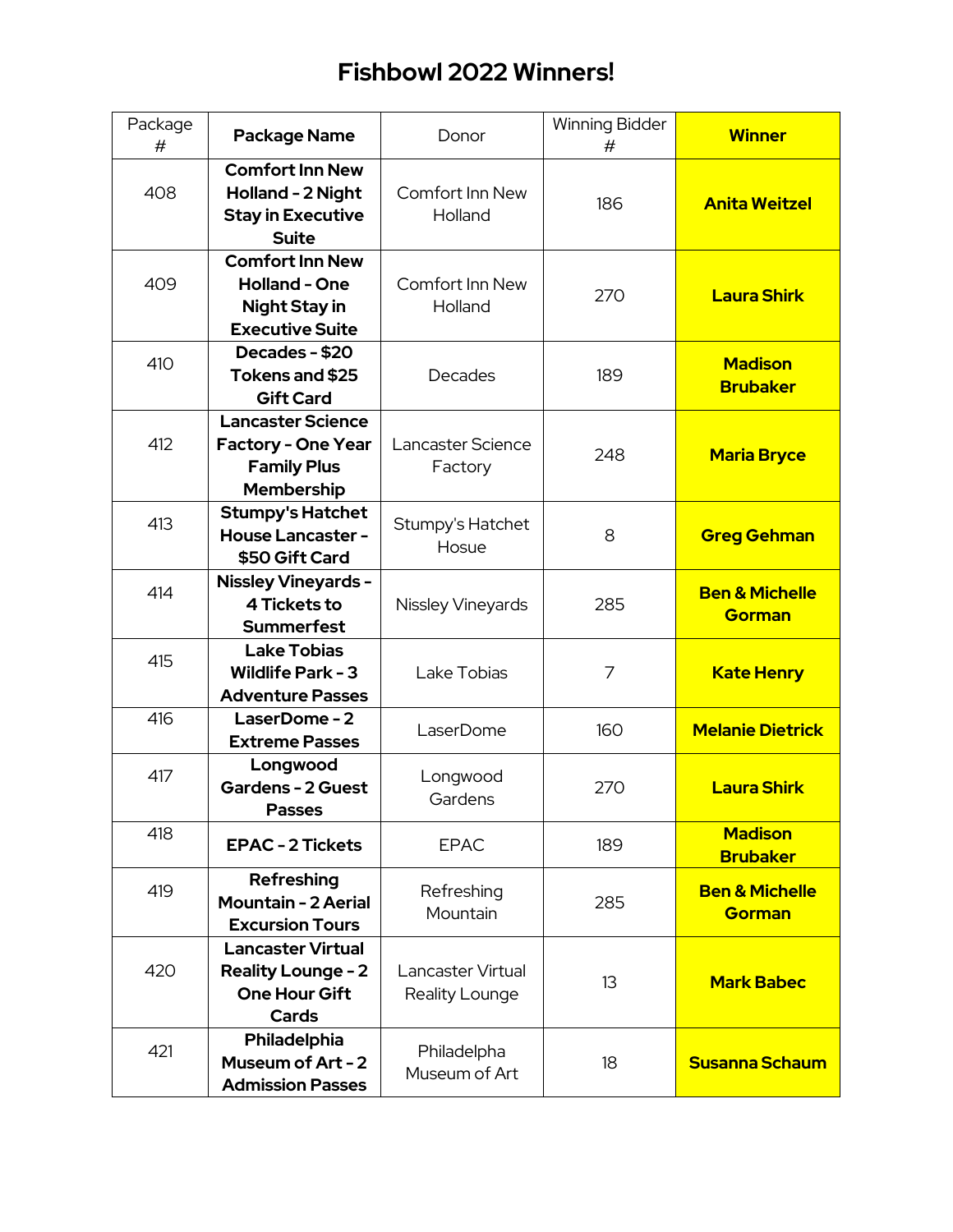# Fishbowl 2022 Winners!

| Package # | Package Name | Donor | Winning Bidder # | Winner |
|---|---|---|---|---|
| 408 | **Comfort Inn New Holland - 2 Night Stay in Executive Suite** | Comfort Inn New Holland | 186 | **Anita Weitzel** |
| 409 | **Comfort Inn New Holland - One Night Stay in Executive Suite** | Comfort Inn New Holland | 270 | **Laura Shirk** |
| 410 | **Decades - $20 Tokens and $25 Gift Card** | Decades | 189 | **Madison Brubaker** |
| 412 | **Lancaster Science Factory - One Year Family Plus Membership** | Lancaster Science Factory | 248 | **Maria Bryce** |
| 413 | **Stumpy's Hatchet House Lancaster - $50 Gift Card** | Stumpy's Hatchet Hosue | 8 | **Greg Gehman** |
| 414 | **Nissley Vineyards - 4 Tickets to Summerfest** | Nissley Vineyards | 285 | **Ben & Michelle Gorman** |
| 415 | **Lake Tobias Wildlife Park - 3 Adventure Passes** | Lake Tobias | 7 | **Kate Henry** |
| 416 | **LaserDome - 2 Extreme Passes** | LaserDome | 160 | **Melanie Dietrick** |
| 417 | **Longwood Gardens - 2 Guest Passes** | Longwood Gardens | 270 | **Laura Shirk** |
| 418 | **EPAC - 2 Tickets** | EPAC | 189 | **Madison Brubaker** |
| 419 | **Refreshing Mountain - 2 Aerial Excursion Tours** | Refreshing Mountain | 285 | **Ben & Michelle Gorman** |
| 420 | **Lancaster Virtual Reality Lounge - 2 One Hour Gift Cards** | Lancaster Virtual Reality Lounge | 13 | **Mark Babec** |
| 421 | **Philadelphia Museum of Art - 2 Admission Passes** | Philadelpha Museum of Art | 18 | **Susanna Schaum** |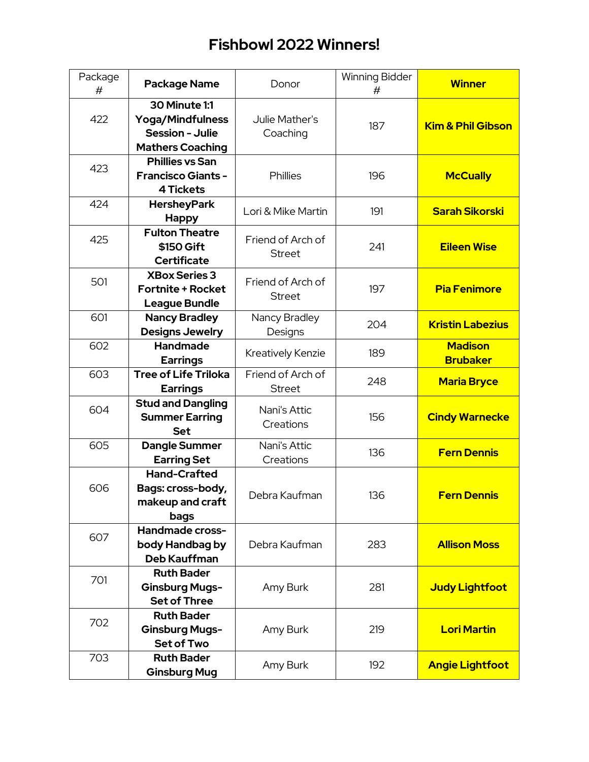# Fishbowl 2022 Winners!

| Package # | **Package Name** | Donor | Winning Bidder # | **Winner** |
|---|---|---|---|---|
| 422 | **30 Minute 1:1 Yoga/Mindfulness Session - Julie Mathers Coaching** | Julie Mather's Coaching | 187 | **Kim & Phil Gibson** |
| 423 | **Phillies vs San Francisco Giants - 4 Tickets** | Phillies | 196 | **McCually** |
| 424 | **HersheyPark Happy** | Lori & Mike Martin | 191 | **Sarah Sikorski** |
| 425 | **Fulton Theatre $150 Gift Certificate** | Friend of Arch of Street | 241 | **Eileen Wise** |
| 501 | **XBox Series 3 Fortnite + Rocket League Bundle** | Friend of Arch of Street | 197 | **Pia Fenimore** |
| 601 | **Nancy Bradley Designs Jewelry** | Nancy Bradley Designs | 204 | **Kristin Labezius** |
| 602 | **Handmade Earrings** | Kreatively Kenzie | 189 | **Madison Brubaker** |
| 603 | **Tree of Life Triloka Earrings** | Friend of Arch of Street | 248 | **Maria Bryce** |
| 604 | **Stud and Dangling Summer Earring Set** | Nani's Attic Creations | 156 | **Cindy Warnecke** |
| 605 | **Dangle Summer Earring Set** | Nani's Attic Creations | 136 | **Fern Dennis** |
| 606 | **Hand-Crafted Bags: cross-body, makeup and craft bags** | Debra Kaufman | 136 | **Fern Dennis** |
| 607 | **Handmade cross-body Handbag by Deb Kauffman** | Debra Kaufman | 283 | **Allison Moss** |
| 701 | **Ruth Bader Ginsburg Mugs- Set of Three** | Amy Burk | 281 | **Judy Lightfoot** |
| 702 | **Ruth Bader Ginsburg Mugs- Set of Two** | Amy Burk | 219 | **Lori Martin** |
| 703 | **Ruth Bader Ginsburg Mug** | Amy Burk | 192 | **Angie Lightfoot** |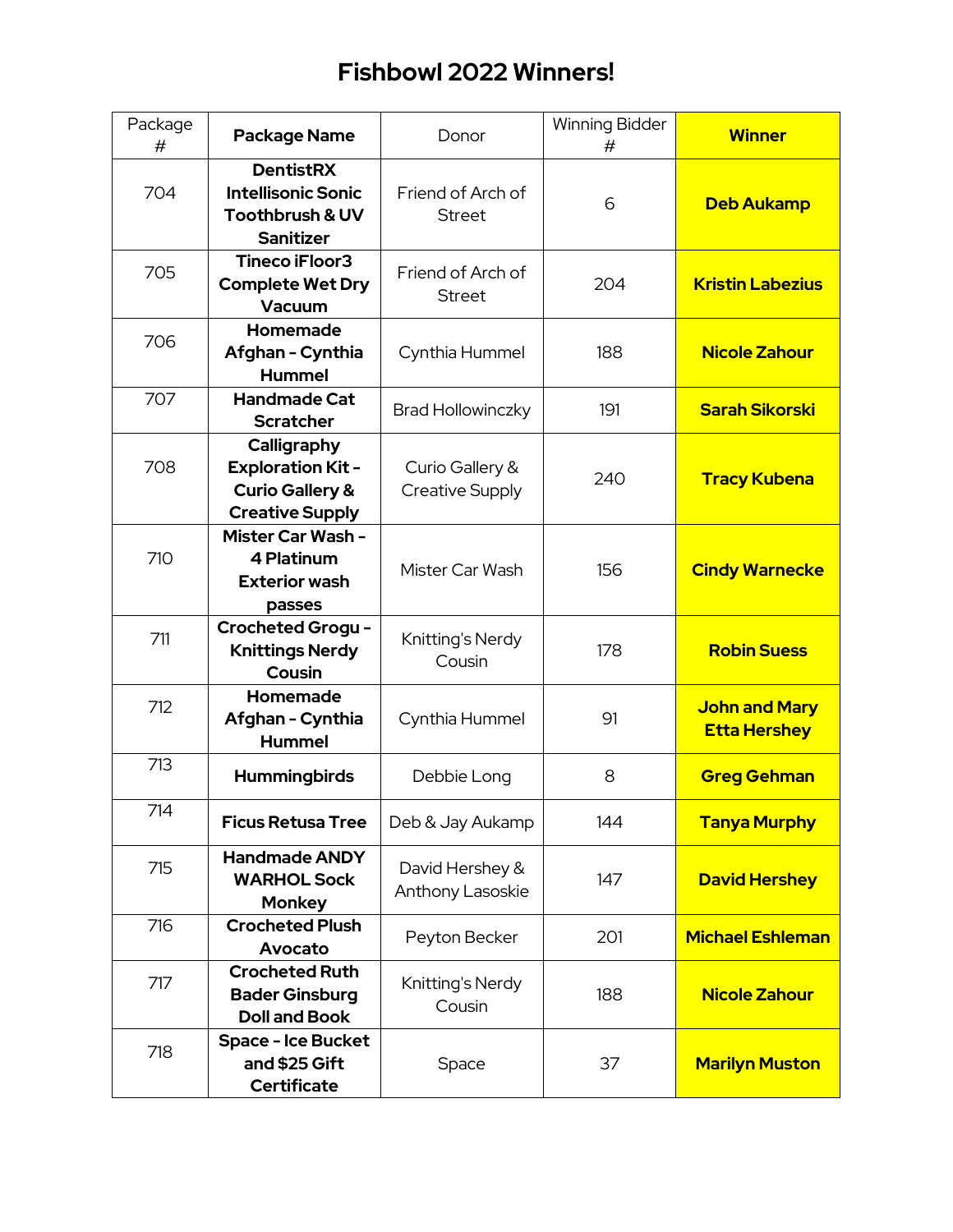# Fishbowl 2022 Winners!

| Package # | **Package Name** | Donor | Winning Bidder # | **Winner** |
| --- | --- | --- | --- | --- |
| 704 | **DentistRX Intellisonic Sonic Toothbrush & UV Sanitizer** | Friend of Arch of Street | 6 | **Deb Aukamp** |
| 705 | **Tineco iFloor3 Complete Wet Dry Vacuum** | Friend of Arch of Street | 204 | **Kristin Labezius** |
| 706 | **Homemade Afghan - Cynthia Hummel** | Cynthia Hummel | 188 | **Nicole Zahour** |
| 707 | **Handmade Cat Scratcher** | Brad Hollowinczky | 191 | **Sarah Sikorski** |
| 708 | **Calligraphy Exploration Kit - Curio Gallery & Creative Supply** | Curio Gallery & Creative Supply | 240 | **Tracy Kubena** |
| 710 | **Mister Car Wash - 4 Platinum Exterior wash passes** | Mister Car Wash | 156 | **Cindy Warnecke** |
| 711 | **Crocheted Grogu - Knittings Nerdy Cousin** | Knitting's Nerdy Cousin | 178 | **Robin Suess** |
| 712 | **Homemade Afghan - Cynthia Hummel** | Cynthia Hummel | 91 | **John and Mary Etta Hershey** |
| 713 | **Hummingbirds** | Debbie Long | 8 | **Greg Gehman** |
| 714 | **Ficus Retusa Tree** | Deb & Jay Aukamp | 144 | **Tanya Murphy** |
| 715 | **Handmade ANDY WARHOL Sock Monkey** | David Hershey & Anthony Lasoskie | 147 | **David Hershey** |
| 716 | **Crocheted Plush Avocato** | Peyton Becker | 201 | **Michael Eshleman** |
| 717 | **Crocheted Ruth Bader Ginsburg Doll and Book** | Knitting's Nerdy Cousin | 188 | **Nicole Zahour** |
| 718 | **Space - Ice Bucket and $25 Gift Certificate** | Space | 37 | **Marilyn Muston** |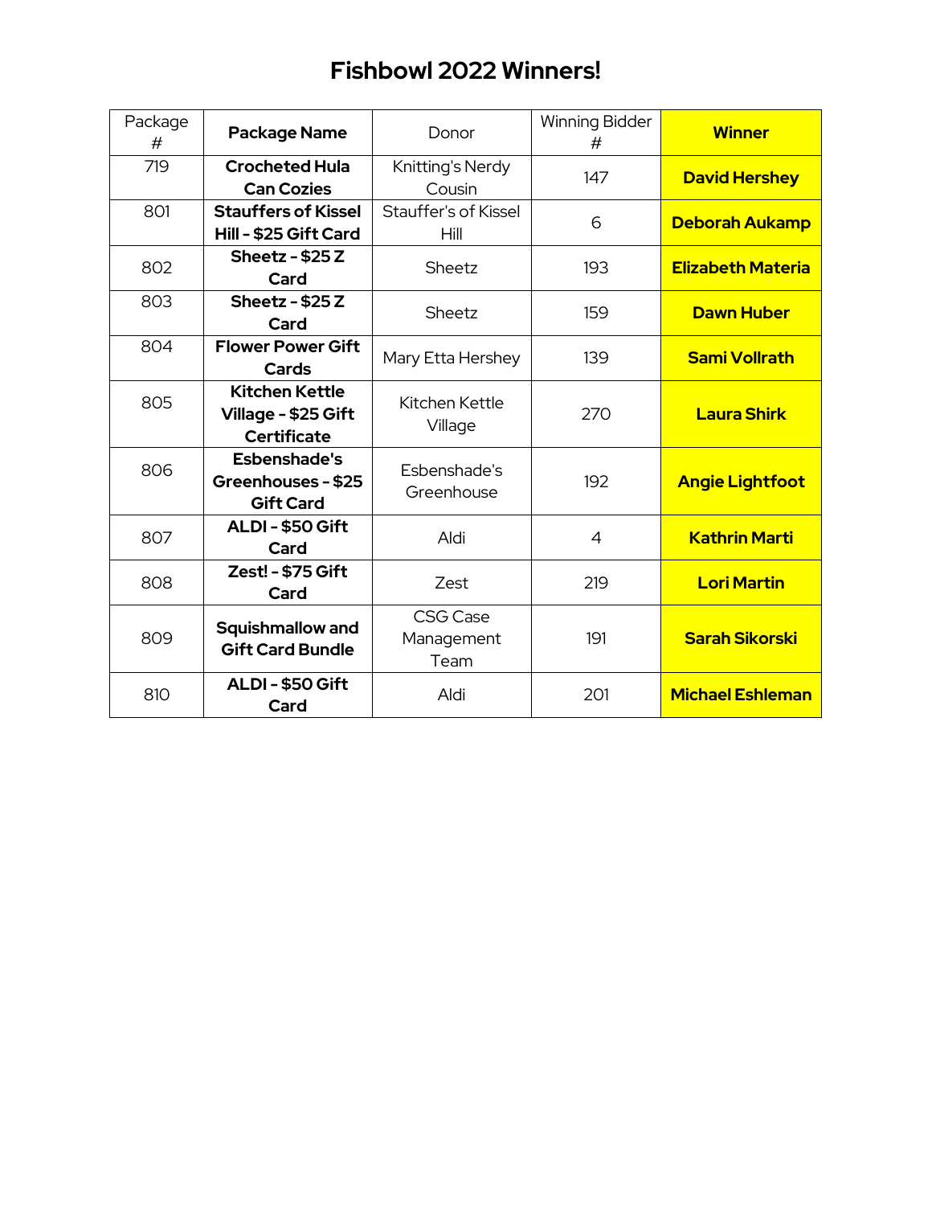# Fishbowl 2022 Winners!

| Package # | **Package Name** | Donor | Winning Bidder # | **Winner** |
|---|---|---|---|---|
| 719 | **Crocheted Hula Can Cozies** | Knitting's Nerdy Cousin | 147 | **David Hershey** |
| 801 | **Stauffers of Kissel Hill - $25 Gift Card** | Stauffer's of Kissel Hill | 6 | **Deborah Aukamp** |
| 802 | **Sheetz - $25 Z Card** | Sheetz | 193 | **Elizabeth Materia** |
| 803 | **Sheetz - $25 Z Card** | Sheetz | 159 | **Dawn Huber** |
| 804 | **Flower Power Gift Cards** | Mary Etta Hershey | 139 | **Sami Vollrath** |
| 805 | **Kitchen Kettle Village - $25 Gift Certificate** | Kitchen Kettle Village | 270 | **Laura Shirk** |
| 806 | **Esbenshade's Greenhouses - $25 Gift Card** | Esbenshade's Greenhouse | 192 | **Angie Lightfoot** |
| 807 | **ALDI - $50 Gift Card** | Aldi | 4 | **Kathrin Marti** |
| 808 | **Zest! - $75 Gift Card** | Zest | 219 | **Lori Martin** |
| 809 | **Squishmallow and Gift Card Bundle** | CSG Case Management Team | 191 | **Sarah Sikorski** |
| 810 | **ALDI - $50 Gift Card** | Aldi | 201 | **Michael Eshleman** |